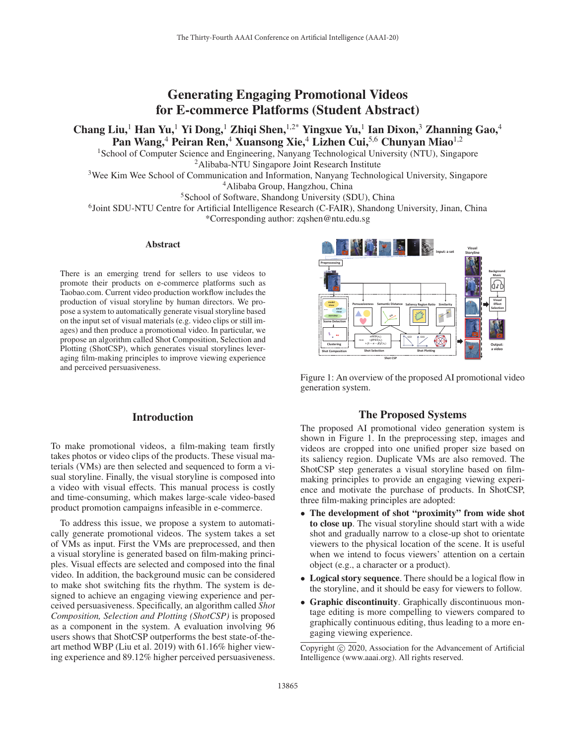# Generating Engaging Promotional Videos for E-commerce Platforms (Student Abstract)

**Chang Liu,[1] Han Yu,[1] Yi Dong,[1] Zhiqi Shen,[1,2*] Yingxue Yu,[1] Ian Dixon,[3] Zhanning Gao,[4] Pan Wang,[4] Peiran Ren,[4] Xuansong Xie,[4] Lizhen Cui,[5,6] Chunyan Miao[1,2]**

[1]School of Computer Science and Engineering, Nanyang Technological University (NTU), Singapore
[2]Alibaba-NTU Singapore Joint Research Institute
[3]Wee Kim Wee School of Communication and Information, Nanyang Technological University, Singapore
[4]Alibaba Group, Hangzhou, China
[5]School of Software, Shandong University (SDU), China
[6]Joint SDU-NTU Centre for Artificial Intelligence Research (C-FAIR), Shandong University, Jinan, China
*Corresponding author: zqshen@ntu.edu.sg

## Abstract

There is an emerging trend for sellers to use videos to promote their products on e-commerce platforms such as Taobao.com. Current video production workflow includes the production of visual storyline by human directors. We propose a system to automatically generate visual storyline based on the input set of visual materials (e.g. video clips or still images) and then produce a promotional video. In particular, we propose an algorithm called Shot Composition, Selection and Plotting (ShotCSP), which generates visual storylines leveraging film-making principles to improve viewing experience and perceived persuasiveness.

## Introduction

To make promotional videos, a film-making team firstly takes photos or video clips of the products. These visual materials (VMs) are then selected and sequenced to form a visual storyline. Finally, the visual storyline is composed into a video with visual effects. This manual process is costly and time-consuming, which makes large-scale video-based product promotion campaigns infeasible in e-commerce.

To address this issue, we propose a system to automatically generate promotional videos. The system takes a set of VMs as input. First the VMs are preprocessed, and then a visual storyline is generated based on film-making principles. Visual effects are selected and composed into the final video. In addition, the background music can be considered to make shot switching fits the rhythm. The system is designed to achieve an engaging viewing experience and perceived persuasiveness. Specifically, an algorithm called *Shot Composition, Selection and Plotting (ShotCSP)* is proposed as a component in the system. A evaluation involving 96 users shows that ShotCSP outperforms the best state-of-the-art method WBP (Liu et al. 2019) with 61.16% higher viewing experience and 89.12% higher perceived persuasiveness.

Figure 1: An overview of the proposed AI promotional video generation system.

## The Proposed Systems

The proposed AI promotional video generation system is shown in Figure 1. In the preprocessing step, images and videos are cropped into one unified proper size based on its saliency region. Duplicate VMs are also removed. The ShotCSP step generates a visual storyline based on film-making principles to provide an engaging viewing experience and motivate the purchase of products. In ShotCSP, three film-making principles are adopted:

- **The development of shot "proximity" from wide shot to close up**. The visual storyline should start with a wide shot and gradually narrow to a close-up shot to orientate viewers to the physical location of the scene. It is useful when we intend to focus viewers' attention on a certain object (e.g., a character or a product).
- **Logical story sequence**. There should be a logical flow in the storyline, and it should be easy for viewers to follow.
- **Graphic discontinuity**. Graphically discontinuous montage editing is more compelling to viewers compared to graphically continuous editing, thus leading to a more engaging viewing experience.

Copyright © 2020, Association for the Advancement of Artificial Intelligence (www.aaai.org). All rights reserved.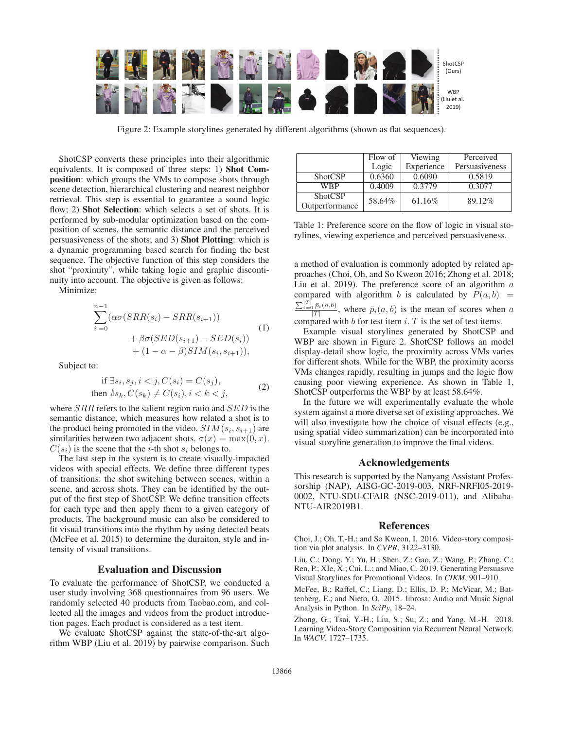ShotCSP (Ours)

WBP (Liu et al. 2019)

Figure 2: Example storylines generated by different algorithms (shown as flat sequences).

ShotCSP converts these principles into their algorithmic equivalents. It is composed of three steps: 1) **Shot Composition**: which groups the VMs to compose shots through scene detection, hierarchical clustering and nearest neighbor retrieval. This step is essential to guarantee a sound logic flow; 2) **Shot Selection**: which selects a set of shots. It is performed by sub-modular optimization based on the composition of scenes, the semantic distance and the perceived persuasiveness of the shots; and 3) **Shot Plotting**: which is a dynamic programming based search for finding the best sequence. The objective function of this step considers the shot "proximity", while taking logic and graphic discontinuity into account. The objective is given as follows:

Minimize:

$$\sum_{i=0}^{n-1} (\alpha\sigma(SRR(s_i) - SRR(s_{i+1})) + \beta\sigma(SED(s_{i+1}) - SED(s_i)) + (1-\alpha-\beta)SIM(s_i, s_{i+1})), \tag{1}$$

Subject to:

$$\text{if } \exists s_i, s_j, i < j, C(s_i) = C(s_j), \text{ then } \nexists s_k, C(s_k) \neq C(s_i), i < k < j, \tag{2}$$

where $SRR$ refers to the salient region ratio and $SED$ is the semantic distance, which measures how related a shot is to the product being promoted in the video. $SIM(s_i, s_{i+1})$ are similarities between two adjacent shots. $\sigma(x) = \max(0, x)$. $C(s_i)$ is the scene that the $i$-th shot $s_i$ belongs to.

The last step in the system is to create visually-impacted videos with special effects. We define three different types of transitions: the shot switching between scenes, within a scene, and across shots. They can be identified by the output of the first step of ShotCSP. We define transition effects for each type and then apply them to a given category of products. The background music can also be considered to fit visual transitions into the rhythm by using detected beats (McFee et al. 2015) to determine the duraiton, style and intensity of visual transitions.

## Evaluation and Discussion

To evaluate the performance of ShotCSP, we conducted a user study involving 368 questionnaires from 96 users. We randomly selected 40 products from Taobao.com, and collected all the images and videos from the product introduction pages. Each product is considered as a test item.

We evaluate ShotCSP against the state-of-the-art algorithm WBP (Liu et al. 2019) by pairwise comparison. Such

| | Flow of Logic | Viewing Experience | Perceived Persuasiveness |
|---|---|---|---|
| ShotCSP | 0.6360 | 0.6090 | 0.5819 |
| WBP | 0.4009 | 0.3779 | 0.3077 |
| ShotCSP Outperformance | 58.64% | 61.16% | 89.12% |

Table 1: Preference score on the flow of logic in visual storylines, viewing experience and perceived persuasiveness.

a method of evaluation is commonly adopted by related approaches (Choi, Oh, and So Kweon 2016; Zhong et al. 2018; Liu et al. 2019). The preference score of an algorithm $a$ compared with algorithm $b$ is calculated by $P(a,b) = \frac{\sum_{i=0}^{|T|} \bar{p}_i(a,b)}{|T|}$, where $\bar{p}_i(a,b)$ is the mean of scores when $a$ compared with $b$ for test item $i$. $T$ is the set of test items.

Example visual storylines generated by ShotCSP and WBP are shown in Figure 2. ShotCSP follows an model display-detail show logic, the proximity across VMs varies for different shots. While for the WBP, the proximity acorss VMs changes rapidly, resulting in jumps and the logic flow causing poor viewing experience. As shown in Table 1, ShotCSP outperforms the WBP by at least 58.64%.

In the future we will experimentally evaluate the whole system against a more diverse set of existing approaches. We will also investigate how the choice of visual effects (e.g., using spatial video summarization) can be incorporated into visual storyline generation to improve the final videos.

## Acknowledgements

This research is supported by the Nanyang Assistant Professorship (NAP), AISG-GC-2019-003, NRF-NRFI05-2019-0002, NTU-SDU-CFAIR (NSC-2019-011), and Alibaba-NTU-AIR2019B1.

## References

Choi, J.; Oh, T.-H.; and So Kweon, I. 2016. Video-story composition via plot analysis. In *CVPR*, 3122–3130.

Liu, C.; Dong, Y.; Yu, H.; Shen, Z.; Gao, Z.; Wang, P.; Zhang, C.; Ren, P.; XIe, X.; Cui, L.; and Miao, C. 2019. Generating Persuasive Visual Storylines for Promotional Videos. In *CIKM*, 901–910.

McFee, B.; Raffel, C.; Liang, D.; Ellis, D. P.; McVicar, M.; Battenberg, E.; and Nieto, O. 2015. librosa: Audio and Music Signal Analysis in Python. In *SciPy*, 18–24.

Zhong, G.; Tsai, Y.-H.; Liu, S.; Su, Z.; and Yang, M.-H. 2018. Learning Video-Story Composition via Recurrent Neural Network. In *WACV*, 1727–1735.